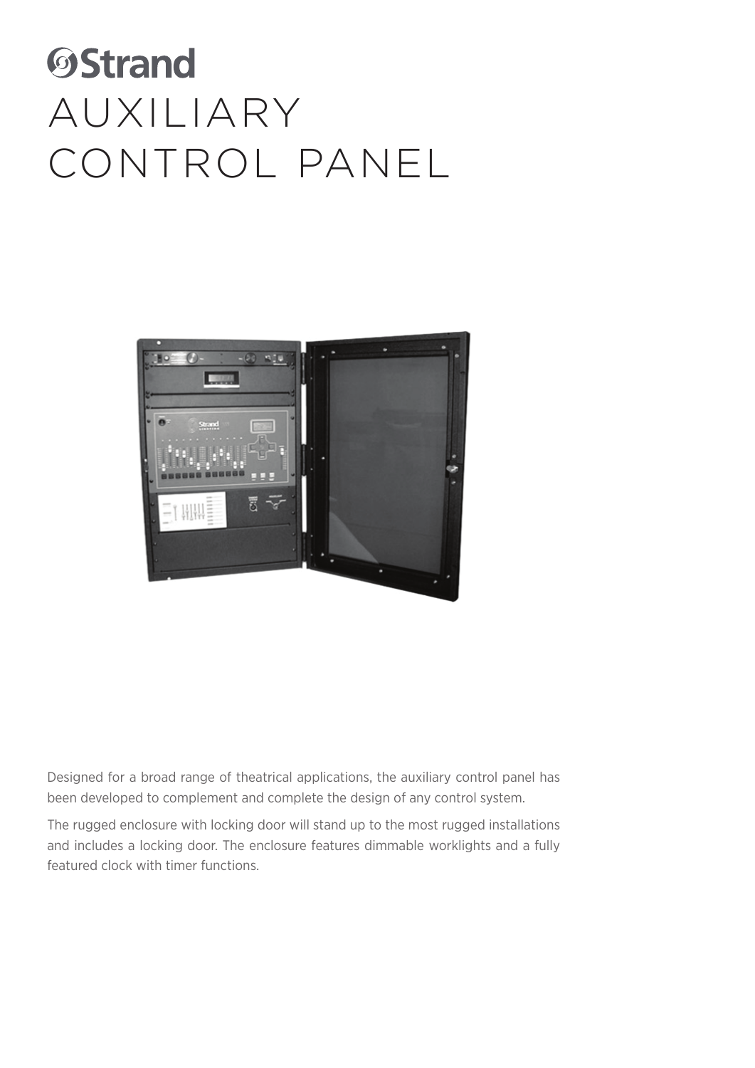# Strand

# AUXILIARY CONTROL PANEL

Designed for a broad range of theatrical applications, the auxiliary control panel has been developed to complement and complete the design of any control system.

The rugged enclosure with locking door will stand up to the most rugged installations and includes a locking door. The enclosure features dimmable worklights and a fully featured clock with timer functions.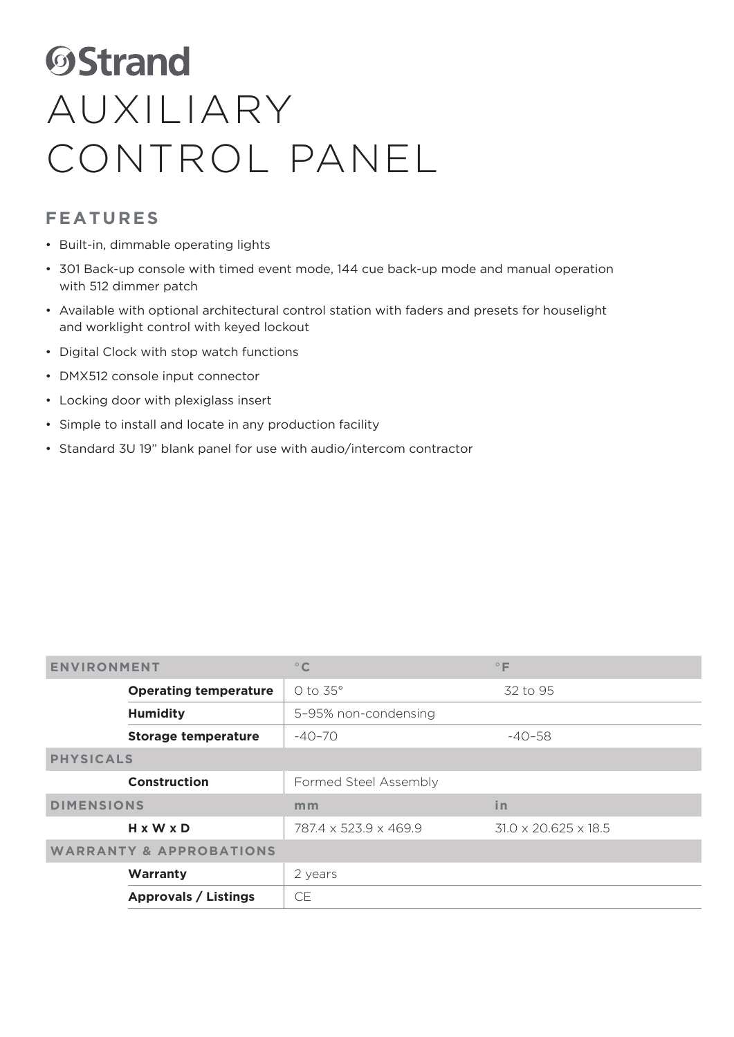# Strand

# AUXILIARY CONTROL PANEL

## FEATURES

- Built-in, dimmable operating lights
- 301 Back-up console with timed event mode, 144 cue back-up mode and manual operation with 512 dimmer patch
- Available with optional architectural control station with faders and presets for houselight and worklight control with keyed lockout
- Digital Clock with stop watch functions
- DMX512 console input connector
- Locking door with plexiglass insert
- Simple to install and locate in any production facility
- Standard 3U 19" blank panel for use with audio/intercom contractor

| ENVIRONMENT | | °C | °F |
|---|---|---|---|
| | **Operating temperature** | 0 to 35° | 32 to 95 |
| | **Humidity** | 5–95% non-condensing | |
| | **Storage temperature** | -40–70 | -40–58 |
| **PHYSICALS** | | | |
| | **Construction** | Formed Steel Assembly | |
| **DIMENSIONS** | | mm | in |
| | **H x W x D** | 787.4 x 523.9 x 469.9 | 31.0 x 20.625 x 18.5 |
| **WARRANTY & APPROBATIONS** | | | |
| | **Warranty** | 2 years | |
| | **Approvals / Listings** | CE | |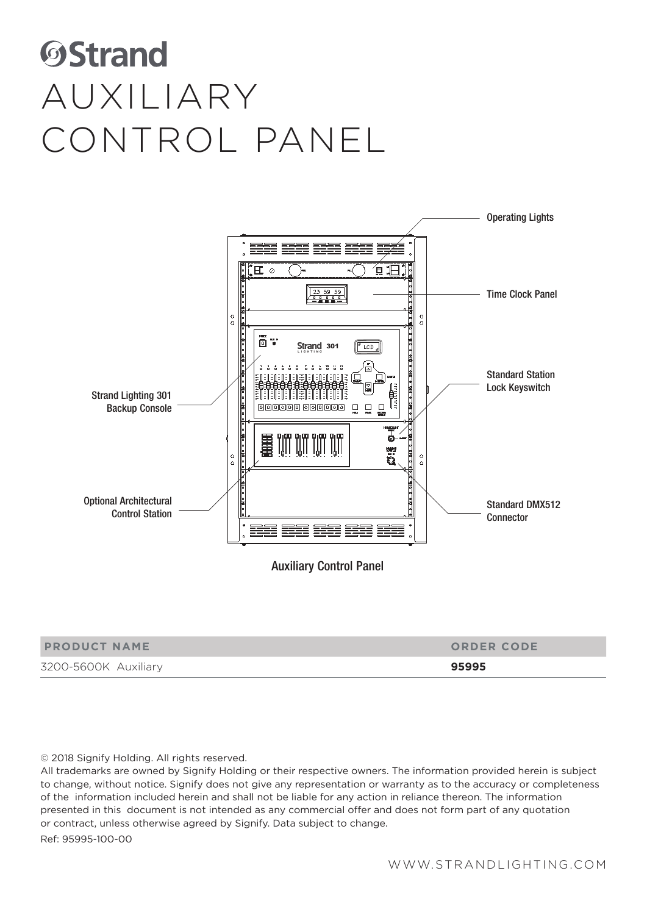# Strand

# AUXILIARY CONTROL PANEL

Operating Lights

Time Clock Panel

Standard Station Lock Keyswitch

Strand Lighting 301 Backup Console

Optional Architectural Control Station

Standard DMX512 Connector

Auxiliary Control Panel

| PRODUCT NAME | ORDER CODE |
|---|---|
| 3200-5600K Auxiliary | **95995** |

© 2018 Signify Holding. All rights reserved.
All trademarks are owned by Signify Holding or their respective owners. The information provided herein is subject to change, without notice. Signify does not give any representation or warranty as to the accuracy or completeness of the information included herein and shall not be liable for any action in reliance thereon. The information presented in this document is not intended as any commercial offer and does not form part of any quotation or contract, unless otherwise agreed by Signify. Data subject to change.

Ref: 95995-100-00

WWW.STRANDLIGHTING.COM